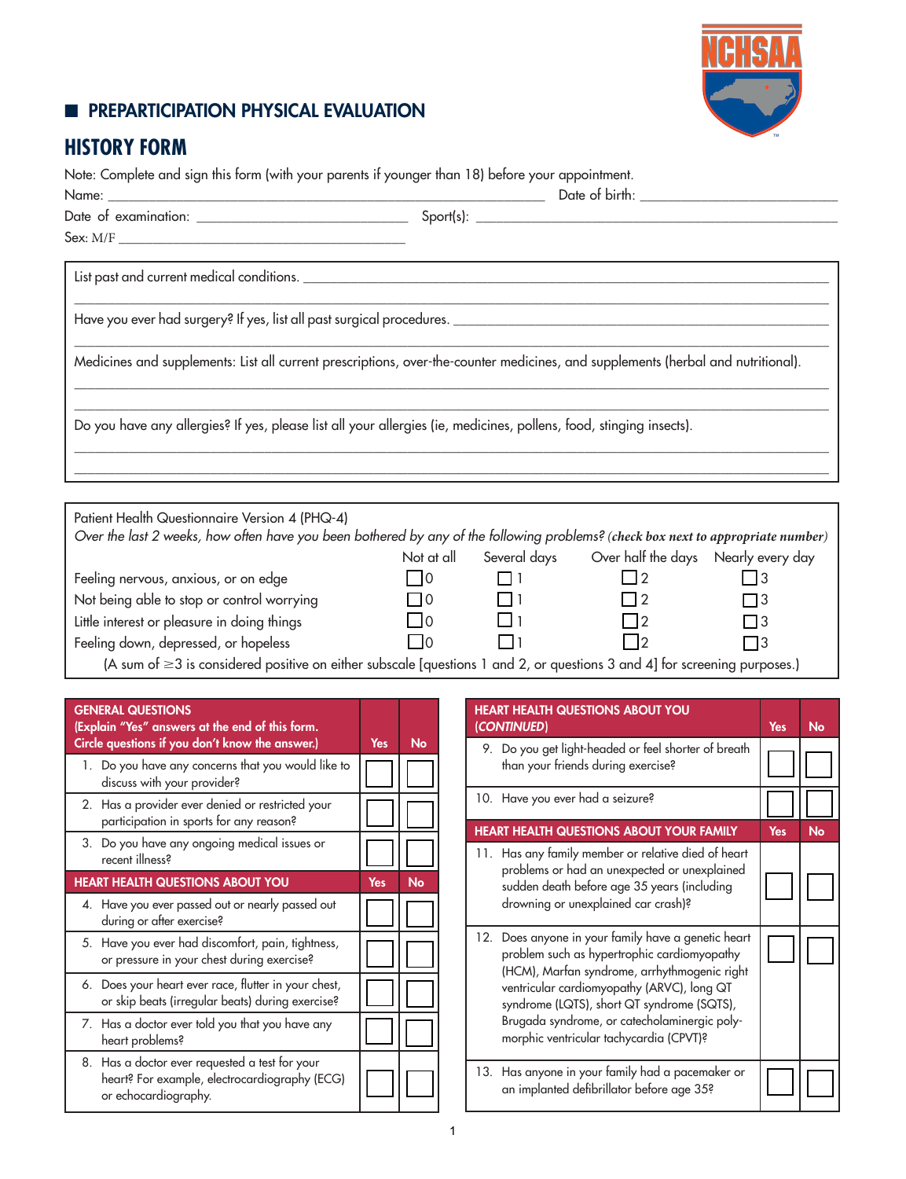## PREPARTICIPATION PHYSICAL EVALUATION

# HISTORY FORM

Note: Complete and sign this form (with your parents if younger than 18) before your appointment.

Name: ______________________________ Date of birth: ______________________________

Date of examination: ______________________________ Sport(s): ______________________________

Sex: M/F ______________________________

List past and current medical conditions. ______________________________

Have you ever had surgery? If yes, list all past surgical procedures. ______________________________

Medicines and supplements: List all current prescriptions, over-the-counter medicines, and supplements (herbal and nutritional).

______________________________

Do you have any allergies? If yes, please list all your allergies (ie, medicines, pollens, food, stinging insects).

______________________________

Patient Health Questionnaire Version 4 (PHQ-4)

*Over the last 2 weeks, how often have you been bothered by any of the following problems? (check box next to appropriate number)*

| | Not at all | Several days | Over half the days | Nearly every day |
|---|---|---|---|---|
| Feeling nervous, anxious, or on edge | ☐ 0 | ☐ 1 | ☐ 2 | ☐ 3 |
| Not being able to stop or control worrying | ☐ 0 | ☐ 1 | ☐ 2 | ☐ 3 |
| Little interest or pleasure in doing things | ☐ 0 | ☐ 1 | ☐ 2 | ☐ 3 |
| Feeling down, depressed, or hopeless | ☐ 0 | ☐ 1 | ☐ 2 | ☐ 3 |

(A sum of ≥3 is considered positive on either subscale [questions 1 and 2, or questions 3 and 4] for screening purposes.)

| GENERAL QUESTIONS (Explain "Yes" answers at the end of this form. Circle questions if you don't know the answer.) | Yes | No |
|---|---|---|
| 1. Do you have any concerns that you would like to discuss with your provider? | ☐ | ☐ |
| 2. Has a provider ever denied or restricted your participation in sports for any reason? | ☐ | ☐ |
| 3. Do you have any ongoing medical issues or recent illness? | ☐ | ☐ |
| **HEART HEALTH QUESTIONS ABOUT YOU** | **Yes** | **No** |
| 4. Have you ever passed out or nearly passed out during or after exercise? | ☐ | ☐ |
| 5. Have you ever had discomfort, pain, tightness, or pressure in your chest during exercise? | ☐ | ☐ |
| 6. Does your heart ever race, flutter in your chest, or skip beats (irregular beats) during exercise? | ☐ | ☐ |
| 7. Has a doctor ever told you that you have any heart problems? | ☐ | ☐ |
| 8. Has a doctor ever requested a test for your heart? For example, electrocardiography (ECG) or echocardiography. | ☐ | ☐ |

| HEART HEALTH QUESTIONS ABOUT YOU (*CONTINUED*) | Yes | No |
|---|---|---|
| 9. Do you get light-headed or feel shorter of breath than your friends during exercise? | ☐ | ☐ |
| 10. Have you ever had a seizure? | ☐ | ☐ |
| **HEART HEALTH QUESTIONS ABOUT YOUR FAMILY** | **Yes** | **No** |
| 11. Has any family member or relative died of heart problems or had an unexpected or unexplained sudden death before age 35 years (including drowning or unexplained car crash)? | ☐ | ☐ |
| 12. Does anyone in your family have a genetic heart problem such as hypertrophic cardiomyopathy (HCM), Marfan syndrome, arrhythmogenic right ventricular cardiomyopathy (ARVC), long QT syndrome (LQTS), short QT syndrome (SQTS), Brugada syndrome, or catecholaminergic polymorphic ventricular tachycardia (CPVT)? | ☐ | ☐ |
| 13. Has anyone in your family had a pacemaker or an implanted defibrillator before age 35? | ☐ | ☐ |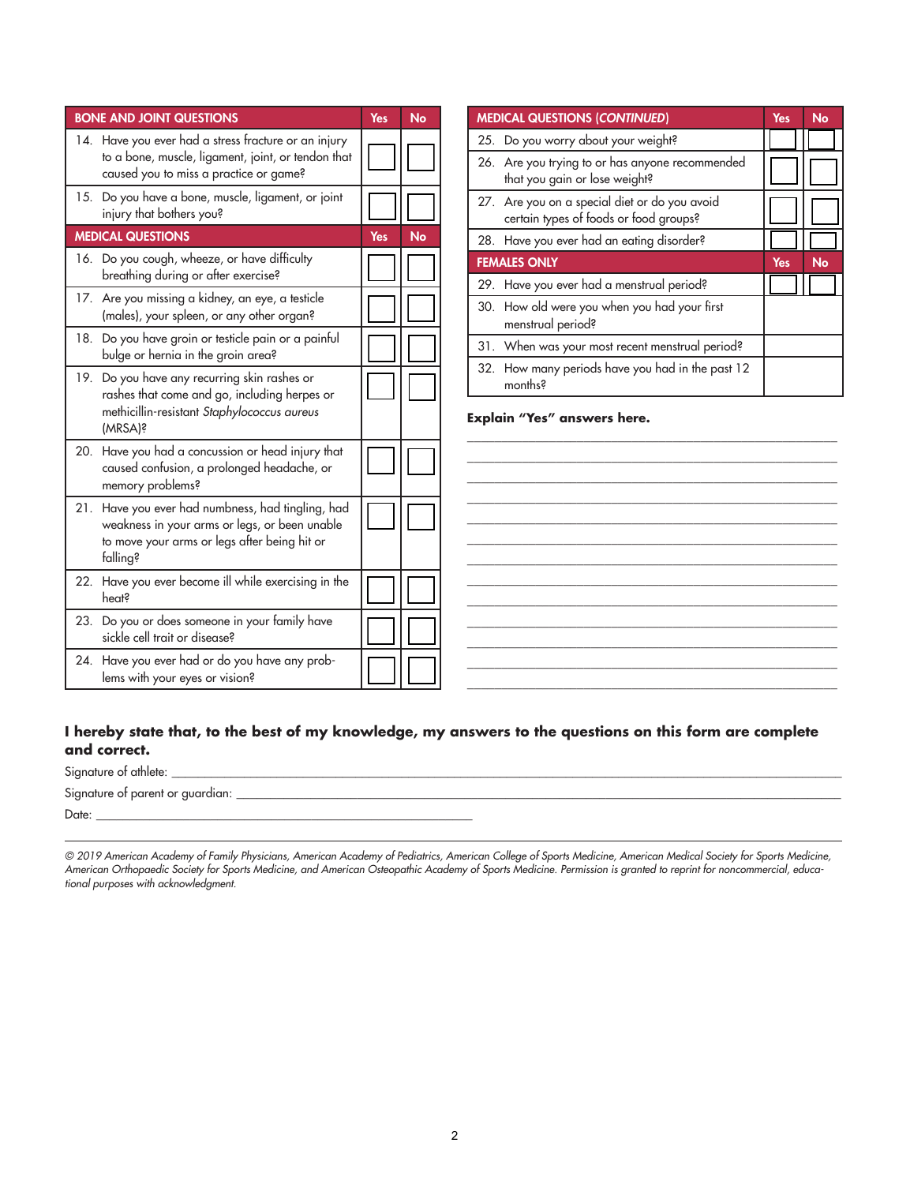| BONE AND JOINT QUESTIONS | Yes | No |
|---|---|---|
| 14. Have you ever had a stress fracture or an injury to a bone, muscle, ligament, joint, or tendon that caused you to miss a practice or game? | | |
| 15. Do you have a bone, muscle, ligament, or joint injury that bothers you? | | |
| **MEDICAL QUESTIONS** | **Yes** | **No** |
| 16. Do you cough, wheeze, or have difficulty breathing during or after exercise? | | |
| 17. Are you missing a kidney, an eye, a testicle (males), your spleen, or any other organ? | | |
| 18. Do you have groin or testicle pain or a painful bulge or hernia in the groin area? | | |
| 19. Do you have any recurring skin rashes or rashes that come and go, including herpes or methicillin-resistant *Staphylococcus aureus* (MRSA)? | | |
| 20. Have you had a concussion or head injury that caused confusion, a prolonged headache, or memory problems? | | |
| 21. Have you ever had numbness, had tingling, had weakness in your arms or legs, or been unable to move your arms or legs after being hit or falling? | | |
| 22. Have you ever become ill while exercising in the heat? | | |
| 23. Do you or does someone in your family have sickle cell trait or disease? | | |
| 24. Have you ever had or do you have any problems with your eyes or vision? | | |

| MEDICAL QUESTIONS (*CONTINUED*) | Yes | No |
|---|---|---|
| 25. Do you worry about your weight? | | |
| 26. Are you trying to or has anyone recommended that you gain or lose weight? | | |
| 27. Are you on a special diet or do you avoid certain types of foods or food groups? | | |
| 28. Have you ever had an eating disorder? | | |
| **FEMALES ONLY** | **Yes** | **No** |
| 29. Have you ever had a menstrual period? | | |
| 30. How old were you when you had your first menstrual period? | | |
| 31. When was your most recent menstrual period? | | |
| 32. How many periods have you had in the past 12 months? | | |

**Explain "Yes" answers here.**

_______________________________________________
_______________________________________________
_______________________________________________
_______________________________________________
_______________________________________________
_______________________________________________
_______________________________________________
_______________________________________________
_______________________________________________
_______________________________________________
_______________________________________________
_______________________________________________
_______________________________________________

**I hereby state that, to the best of my knowledge, my answers to the questions on this form are complete and correct.**

Signature of athlete: _______________________________________________

Signature of parent or guardian: _______________________________________________

Date: _______________________________________________

*© 2019 American Academy of Family Physicians, American Academy of Pediatrics, American College of Sports Medicine, American Medical Society for Sports Medicine, American Orthopaedic Society for Sports Medicine, and American Osteopathic Academy of Sports Medicine. Permission is granted to reprint for noncommercial, educational purposes with acknowledgment.*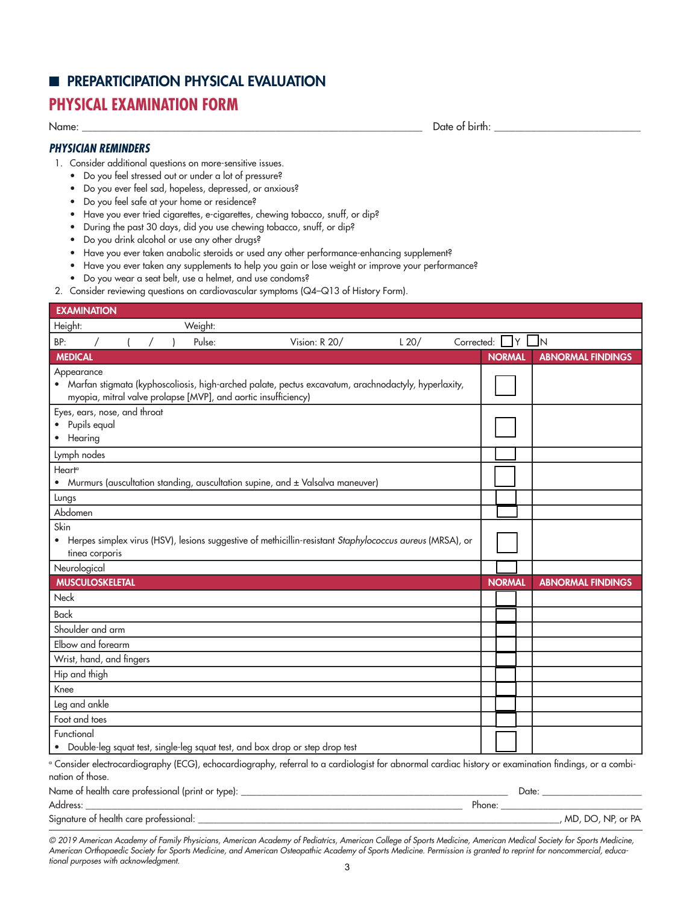## PREPARTICIPATION PHYSICAL EVALUATION

# PHYSICAL EXAMINATION FORM

Name: ______________________________________________ Date of birth: ______________________

### *PHYSICIAN REMINDERS*

1. Consider additional questions on more-sensitive issues.
   - Do you feel stressed out or under a lot of pressure?
   - Do you ever feel sad, hopeless, depressed, or anxious?
   - Do you feel safe at your home or residence?
   - Have you ever tried cigarettes, e-cigarettes, chewing tobacco, snuff, or dip?
   - During the past 30 days, did you use chewing tobacco, snuff, or dip?
   - Do you drink alcohol or use any other drugs?
   - Have you ever taken anabolic steroids or used any other performance-enhancing supplement?
   - Have you ever taken any supplements to help you gain or lose weight or improve your performance?
   - Do you wear a seat belt, use a helmet, and use condoms?
2. Consider reviewing questions on cardiovascular symptoms (Q4–Q13 of History Form).

| EXAMINATION | | |
|---|---|---|
| Height: Weight: | | |
| BP: / ( / ) Pulse: Vision: R 20/ L 20/ Corrected: ☐ Y ☐ N | | |
| **MEDICAL** | **NORMAL** | **ABNORMAL FINDINGS** |
| Appearance<br>• Marfan stigmata (kyphoscoliosis, high-arched palate, pectus excavatum, arachnodactyly, hyperlaxity, myopia, mitral valve prolapse [MVP], and aortic insufficiency) | ☐ | |
| Eyes, ears, nose, and throat<br>• Pupils equal<br>• Hearing | ☐ | |
| Lymph nodes | ☐ | |
| Heart[a]<br>• Murmurs (auscultation standing, auscultation supine, and ± Valsalva maneuver) | ☐ | |
| Lungs | ☐ | |
| Abdomen | ☐ | |
| Skin<br>• Herpes simplex virus (HSV), lesions suggestive of methicillin-resistant *Staphylococcus aureus* (MRSA), or tinea corporis | ☐ | |
| Neurological | ☐ | |
| **MUSCULOSKELETAL** | **NORMAL** | **ABNORMAL FINDINGS** |
| Neck | ☐ | |
| Back | ☐ | |
| Shoulder and arm | ☐ | |
| Elbow and forearm | ☐ | |
| Wrist, hand, and fingers | ☐ | |
| Hip and thigh | ☐ | |
| Knee | ☐ | |
| Leg and ankle | ☐ | |
| Foot and toes | ☐ | |
| Functional<br>• Double-leg squat test, single-leg squat test, and box drop or step drop test | ☐ | |

[a] Consider electrocardiography (ECG), echocardiography, referral to a cardiologist for abnormal cardiac history or examination findings, or a combination of those.

Name of health care professional (print or type): ______________________________________ Date: ________________

Address: ______________________________________________________ Phone: ________________________

Signature of health care professional: ______________________________________________________, MD, DO, NP, or PA

*© 2019 American Academy of Family Physicians, American Academy of Pediatrics, American College of Sports Medicine, American Medical Society for Sports Medicine, American Orthopaedic Society for Sports Medicine, and American Osteopathic Academy of Sports Medicine. Permission is granted to reprint for noncommercial, educational purposes with acknowledgment.*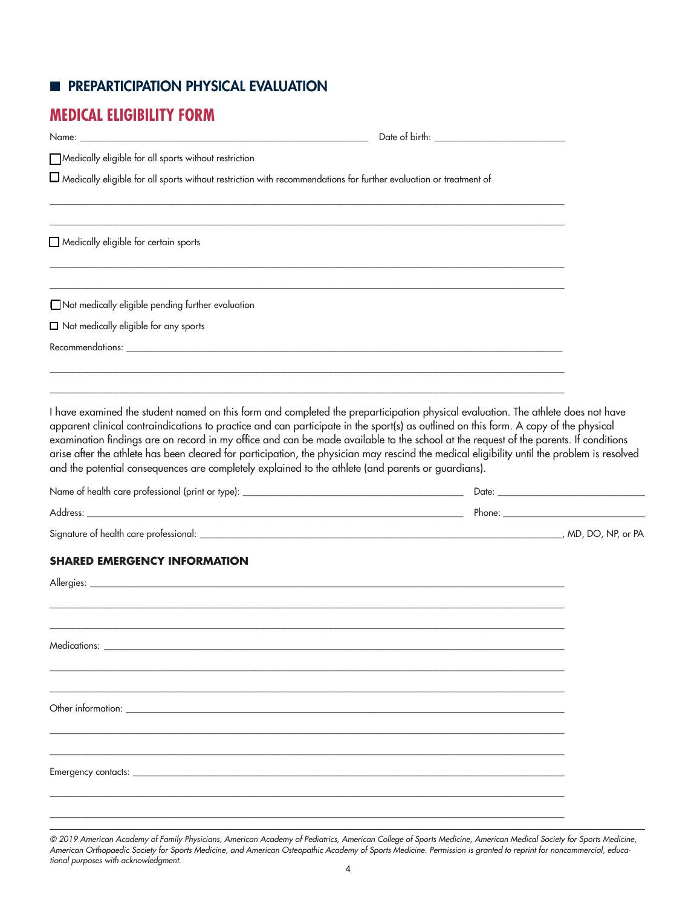## PREPARTICIPATION PHYSICAL EVALUATION

# MEDICAL ELIGIBILITY FORM

Name: ___________________________________________ Date of birth: ______________________

☐ Medically eligible for all sports without restriction

☐ Medically eligible for all sports without restriction with recommendations for further evaluation or treatment of

_____________________________________________________________________________

_____________________________________________________________________________

☐ Medically eligible for certain sports

_____________________________________________________________________________

_____________________________________________________________________________

☐ Not medically eligible pending further evaluation

☐ Not medically eligible for any sports

Recommendations: ______________________________________________________________

_____________________________________________________________________________

_____________________________________________________________________________

I have examined the student named on this form and completed the preparticipation physical evaluation. The athlete does not have apparent clinical contraindications to practice and can participate in the sport(s) as outlined on this form. A copy of the physical examination findings are on record in my office and can be made available to the school at the request of the parents. If conditions arise after the athlete has been cleared for participation, the physician may rescind the medical eligibility until the problem is resolved and the potential consequences are completely explained to the athlete (and parents or guardians).

Name of health care professional (print or type): _______________________________ Date: ____________________

Address: ______________________________________________________ Phone: ____________________

Signature of health care professional: ______________________________________________, MD, DO, NP, or PA

### SHARED EMERGENCY INFORMATION

Allergies: _____________________________________________________________________

_____________________________________________________________________________

_____________________________________________________________________________

Medications: ___________________________________________________________________

_____________________________________________________________________________

_____________________________________________________________________________

Other information: _______________________________________________________________

_____________________________________________________________________________

_____________________________________________________________________________

Emergency contacts: _____________________________________________________________

_____________________________________________________________________________

_____________________________________________________________________________

*© 2019 American Academy of Family Physicians, American Academy of Pediatrics, American College of Sports Medicine, American Medical Society for Sports Medicine, American Orthopaedic Society for Sports Medicine, and American Osteopathic Academy of Sports Medicine. Permission is granted to reprint for noncommercial, educational purposes with acknowledgment.*